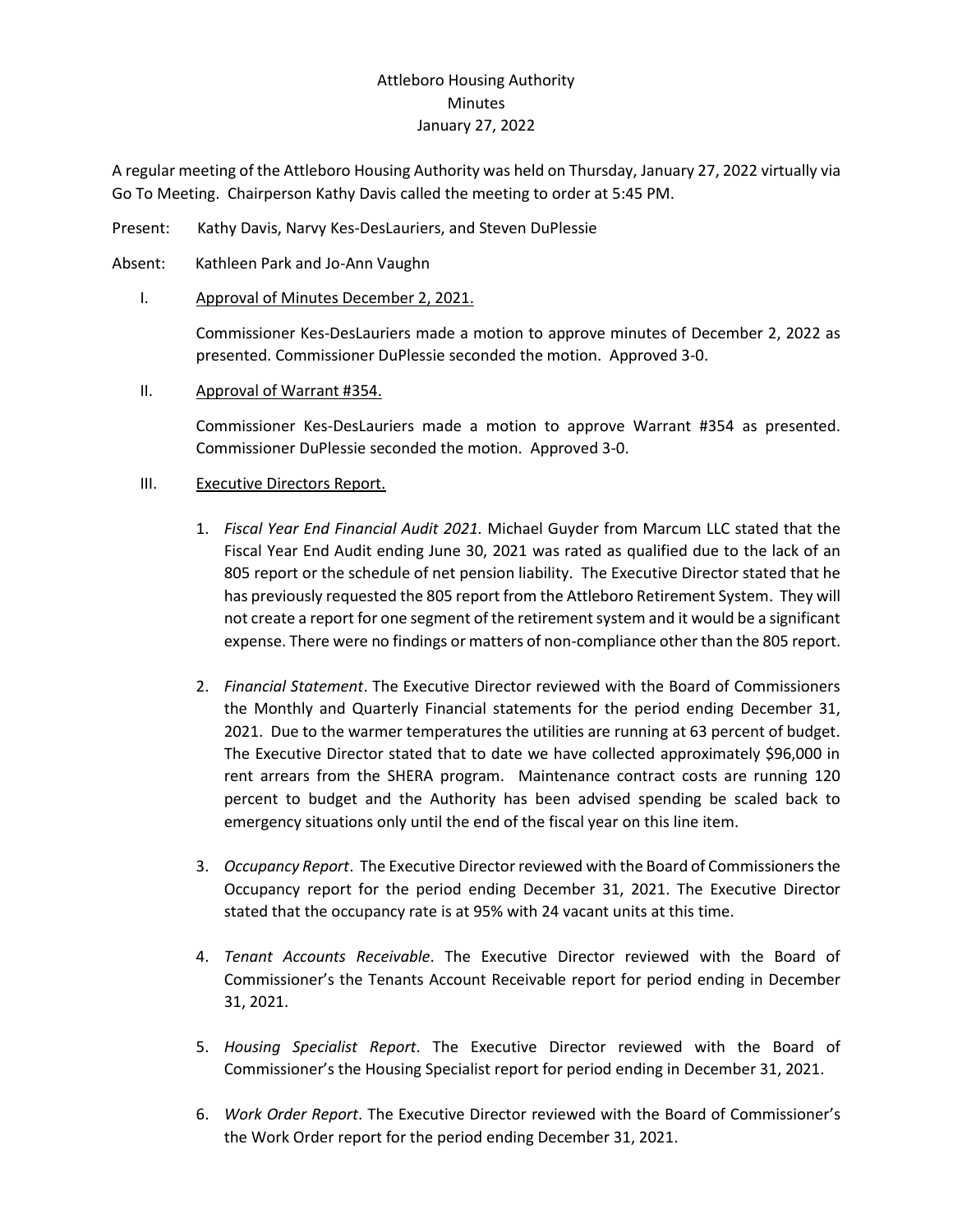Attleboro Housing Authority
Minutes
January 27, 2022

A regular meeting of the Attleboro Housing Authority was held on Thursday, January 27, 2022 virtually via Go To Meeting. Chairperson Kathy Davis called the meeting to order at 5:45 PM.

Present: Kathy Davis, Narvy Kes-DesLauriers, and Steven DuPlessie

Absent: Kathleen Park and Jo-Ann Vaughn

I. Approval of Minutes December 2, 2021.

Commissioner Kes-DesLauriers made a motion to approve minutes of December 2, 2022 as presented. Commissioner DuPlessie seconded the motion. Approved 3-0.

II. Approval of Warrant #354.

Commissioner Kes-DesLauriers made a motion to approve Warrant #354 as presented. Commissioner DuPlessie seconded the motion. Approved 3-0.

III. Executive Directors Report.

1. *Fiscal Year End Financial Audit 2021*. Michael Guyder from Marcum LLC stated that the Fiscal Year End Audit ending June 30, 2021 was rated as qualified due to the lack of an 805 report or the schedule of net pension liability. The Executive Director stated that he has previously requested the 805 report from the Attleboro Retirement System. They will not create a report for one segment of the retirement system and it would be a significant expense. There were no findings or matters of non-compliance other than the 805 report.

2. *Financial Statement*. The Executive Director reviewed with the Board of Commissioners the Monthly and Quarterly Financial statements for the period ending December 31, 2021. Due to the warmer temperatures the utilities are running at 63 percent of budget. The Executive Director stated that to date we have collected approximately $96,000 in rent arrears from the SHERA program. Maintenance contract costs are running 120 percent to budget and the Authority has been advised spending be scaled back to emergency situations only until the end of the fiscal year on this line item.

3. *Occupancy Report*. The Executive Director reviewed with the Board of Commissioners the Occupancy report for the period ending December 31, 2021. The Executive Director stated that the occupancy rate is at 95% with 24 vacant units at this time.

4. *Tenant Accounts Receivable*. The Executive Director reviewed with the Board of Commissioner's the Tenants Account Receivable report for period ending in December 31, 2021.

5. *Housing Specialist Report*. The Executive Director reviewed with the Board of Commissioner's the Housing Specialist report for period ending in December 31, 2021.

6. *Work Order Report*. The Executive Director reviewed with the Board of Commissioner's the Work Order report for the period ending December 31, 2021.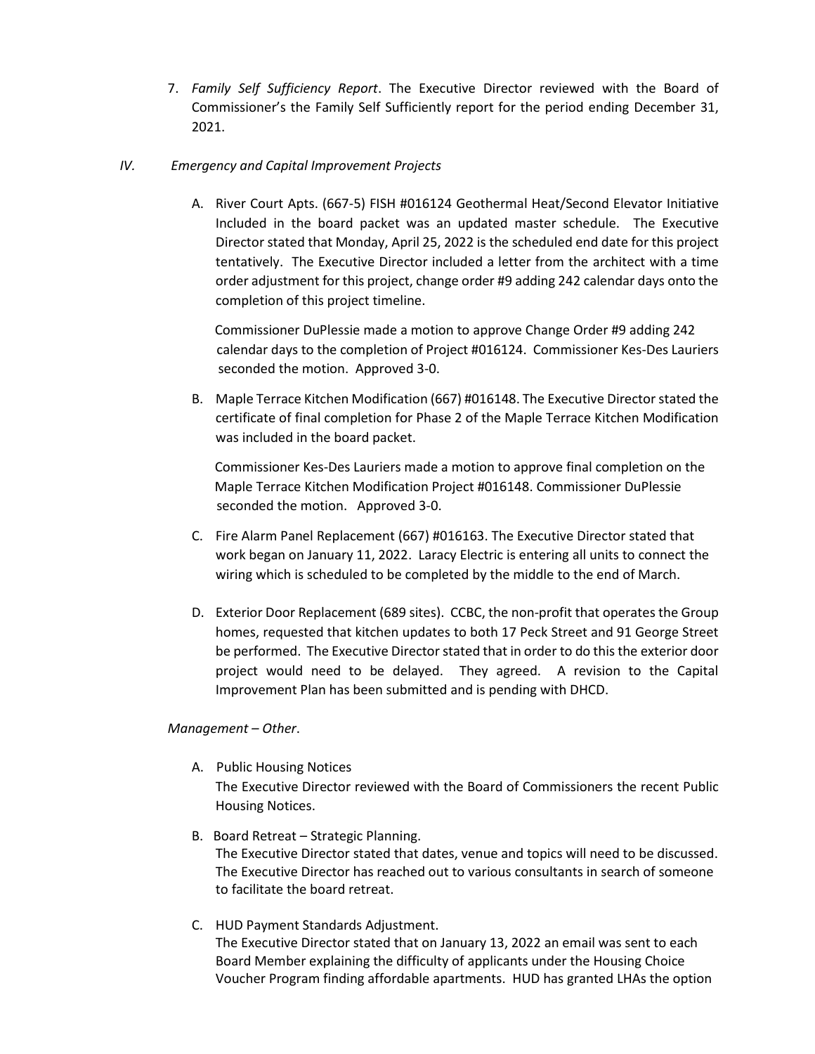7. *Family Self Sufficiency Report*. The Executive Director reviewed with the Board of Commissioner's the Family Self Sufficiently report for the period ending December 31, 2021.

*IV. Emergency and Capital Improvement Projects*

A. River Court Apts. (667-5) FISH #016124 Geothermal Heat/Second Elevator Initiative Included in the board packet was an updated master schedule. The Executive Director stated that Monday, April 25, 2022 is the scheduled end date for this project tentatively. The Executive Director included a letter from the architect with a time order adjustment for this project, change order #9 adding 242 calendar days onto the completion of this project timeline.

   Commissioner DuPlessie made a motion to approve Change Order #9 adding 242 calendar days to the completion of Project #016124. Commissioner Kes-Des Lauriers seconded the motion. Approved 3-0.

B. Maple Terrace Kitchen Modification (667) #016148. The Executive Director stated the certificate of final completion for Phase 2 of the Maple Terrace Kitchen Modification was included in the board packet.

   Commissioner Kes-Des Lauriers made a motion to approve final completion on the Maple Terrace Kitchen Modification Project #016148. Commissioner DuPlessie seconded the motion. Approved 3-0.

C. Fire Alarm Panel Replacement (667) #016163. The Executive Director stated that work began on January 11, 2022. Laracy Electric is entering all units to connect the wiring which is scheduled to be completed by the middle to the end of March.

D. Exterior Door Replacement (689 sites). CCBC, the non-profit that operates the Group homes, requested that kitchen updates to both 17 Peck Street and 91 George Street be performed. The Executive Director stated that in order to do this the exterior door project would need to be delayed. They agreed. A revision to the Capital Improvement Plan has been submitted and is pending with DHCD.

*Management – Other*.

A. Public Housing Notices
   The Executive Director reviewed with the Board of Commissioners the recent Public Housing Notices.

B. Board Retreat – Strategic Planning.
   The Executive Director stated that dates, venue and topics will need to be discussed. The Executive Director has reached out to various consultants in search of someone to facilitate the board retreat.

C. HUD Payment Standards Adjustment.
   The Executive Director stated that on January 13, 2022 an email was sent to each Board Member explaining the difficulty of applicants under the Housing Choice Voucher Program finding affordable apartments. HUD has granted LHAs the option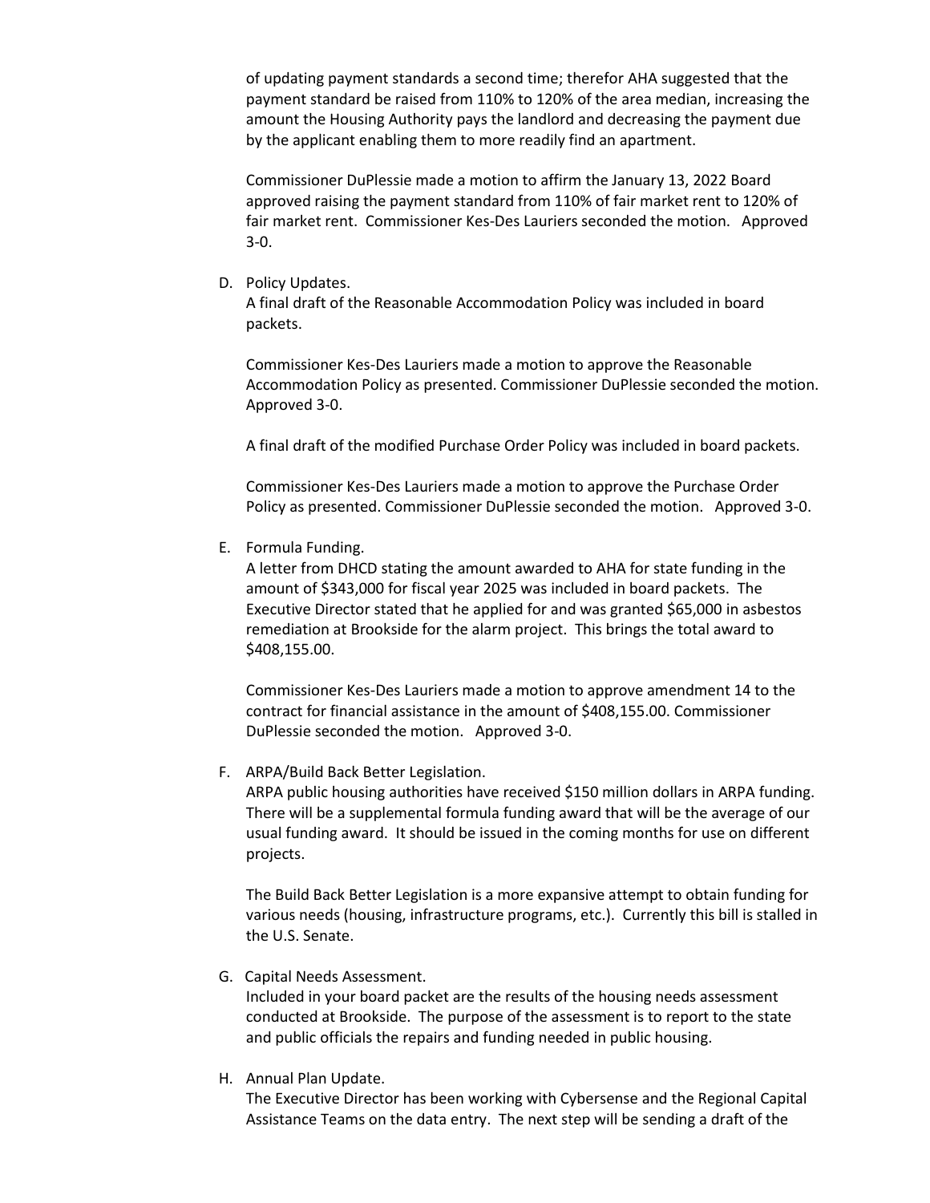of updating payment standards a second time; therefor AHA suggested that the payment standard be raised from 110% to 120% of the area median, increasing the amount the Housing Authority pays the landlord and decreasing the payment due by the applicant enabling them to more readily find an apartment.

Commissioner DuPlessie made a motion to affirm the January 13, 2022 Board approved raising the payment standard from 110% of fair market rent to 120% of fair market rent. Commissioner Kes-Des Lauriers seconded the motion. Approved 3-0.

D. Policy Updates.
   A final draft of the Reasonable Accommodation Policy was included in board packets.

   Commissioner Kes-Des Lauriers made a motion to approve the Reasonable Accommodation Policy as presented. Commissioner DuPlessie seconded the motion. Approved 3-0.

   A final draft of the modified Purchase Order Policy was included in board packets.

   Commissioner Kes-Des Lauriers made a motion to approve the Purchase Order Policy as presented. Commissioner DuPlessie seconded the motion. Approved 3-0.

E. Formula Funding.
   A letter from DHCD stating the amount awarded to AHA for state funding in the amount of $343,000 for fiscal year 2025 was included in board packets. The Executive Director stated that he applied for and was granted $65,000 in asbestos remediation at Brookside for the alarm project. This brings the total award to $408,155.00.

   Commissioner Kes-Des Lauriers made a motion to approve amendment 14 to the contract for financial assistance in the amount of $408,155.00. Commissioner DuPlessie seconded the motion. Approved 3-0.

F. ARPA/Build Back Better Legislation.
   ARPA public housing authorities have received $150 million dollars in ARPA funding. There will be a supplemental formula funding award that will be the average of our usual funding award. It should be issued in the coming months for use on different projects.

   The Build Back Better Legislation is a more expansive attempt to obtain funding for various needs (housing, infrastructure programs, etc.). Currently this bill is stalled in the U.S. Senate.

G. Capital Needs Assessment.
   Included in your board packet are the results of the housing needs assessment conducted at Brookside. The purpose of the assessment is to report to the state and public officials the repairs and funding needed in public housing.

H. Annual Plan Update.
   The Executive Director has been working with Cybersense and the Regional Capital Assistance Teams on the data entry. The next step will be sending a draft of the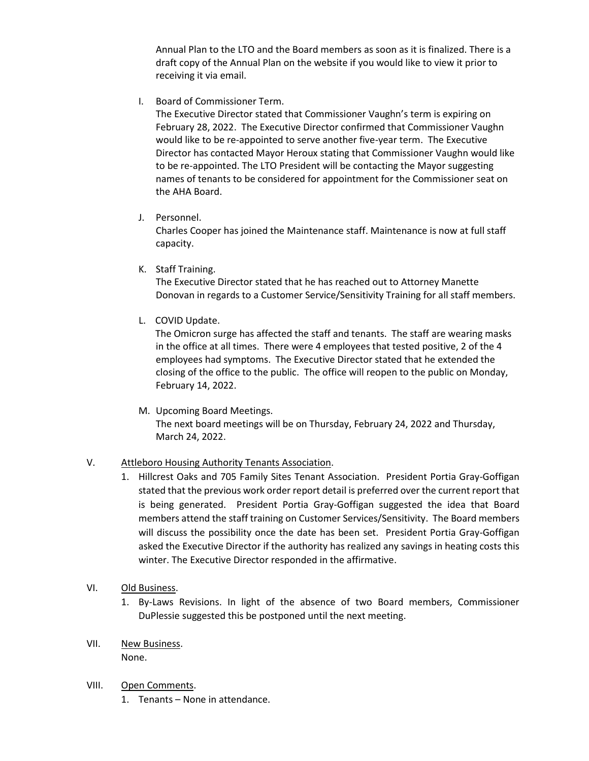Annual Plan to the LTO and the Board members as soon as it is finalized. There is a draft copy of the Annual Plan on the website if you would like to view it prior to receiving it via email.

I. Board of Commissioner Term.
   The Executive Director stated that Commissioner Vaughn's term is expiring on February 28, 2022. The Executive Director confirmed that Commissioner Vaughn would like to be re-appointed to serve another five-year term. The Executive Director has contacted Mayor Heroux stating that Commissioner Vaughn would like to be re-appointed. The LTO President will be contacting the Mayor suggesting names of tenants to be considered for appointment for the Commissioner seat on the AHA Board.

J. Personnel.
   Charles Cooper has joined the Maintenance staff. Maintenance is now at full staff capacity.

K. Staff Training.
   The Executive Director stated that he has reached out to Attorney Manette Donovan in regards to a Customer Service/Sensitivity Training for all staff members.

L. COVID Update.
   The Omicron surge has affected the staff and tenants. The staff are wearing masks in the office at all times. There were 4 employees that tested positive, 2 of the 4 employees had symptoms. The Executive Director stated that he extended the closing of the office to the public. The office will reopen to the public on Monday, February 14, 2022.

M. Upcoming Board Meetings.
   The next board meetings will be on Thursday, February 24, 2022 and Thursday, March 24, 2022.

V. <u>Attleboro Housing Authority Tenants Association</u>.

1. Hillcrest Oaks and 705 Family Sites Tenant Association. President Portia Gray-Goffigan stated that the previous work order report detail is preferred over the current report that is being generated. President Portia Gray-Goffigan suggested the idea that Board members attend the staff training on Customer Services/Sensitivity. The Board members will discuss the possibility once the date has been set. President Portia Gray-Goffigan asked the Executive Director if the authority has realized any savings in heating costs this winter. The Executive Director responded in the affirmative.

VI. <u>Old Business</u>.

1. By-Laws Revisions. In light of the absence of two Board members, Commissioner DuPlessie suggested this be postponed until the next meeting.

VII. <u>New Business</u>.
   None.

VIII. <u>Open Comments</u>.

1. Tenants – None in attendance.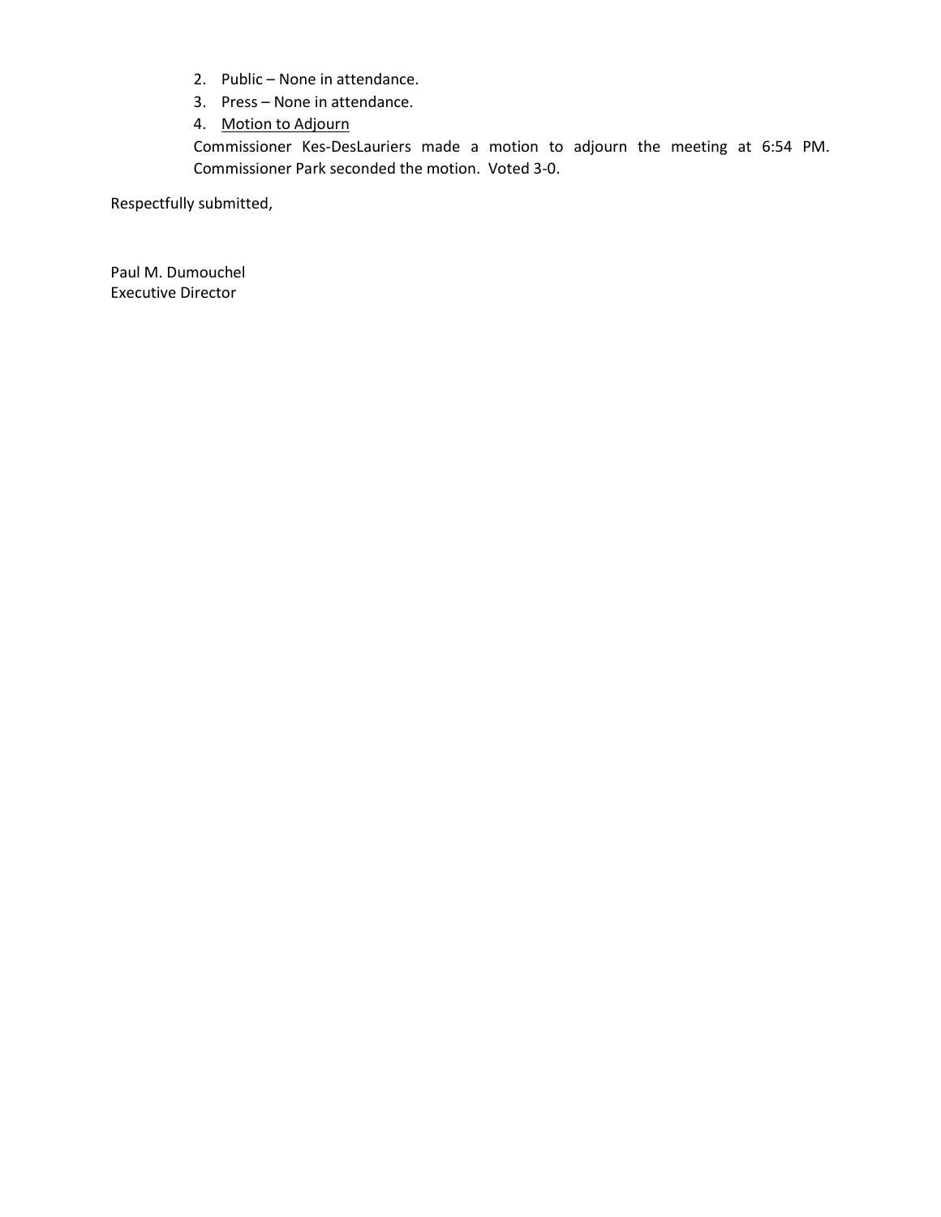2. Public – None in attendance.
3. Press – None in attendance.
4. <u>Motion to Adjourn</u>

   Commissioner Kes-DesLauriers made a motion to adjourn the meeting at 6:54 PM. Commissioner Park seconded the motion. Voted 3-0.

Respectfully submitted,

Paul M. Dumouchel
Executive Director